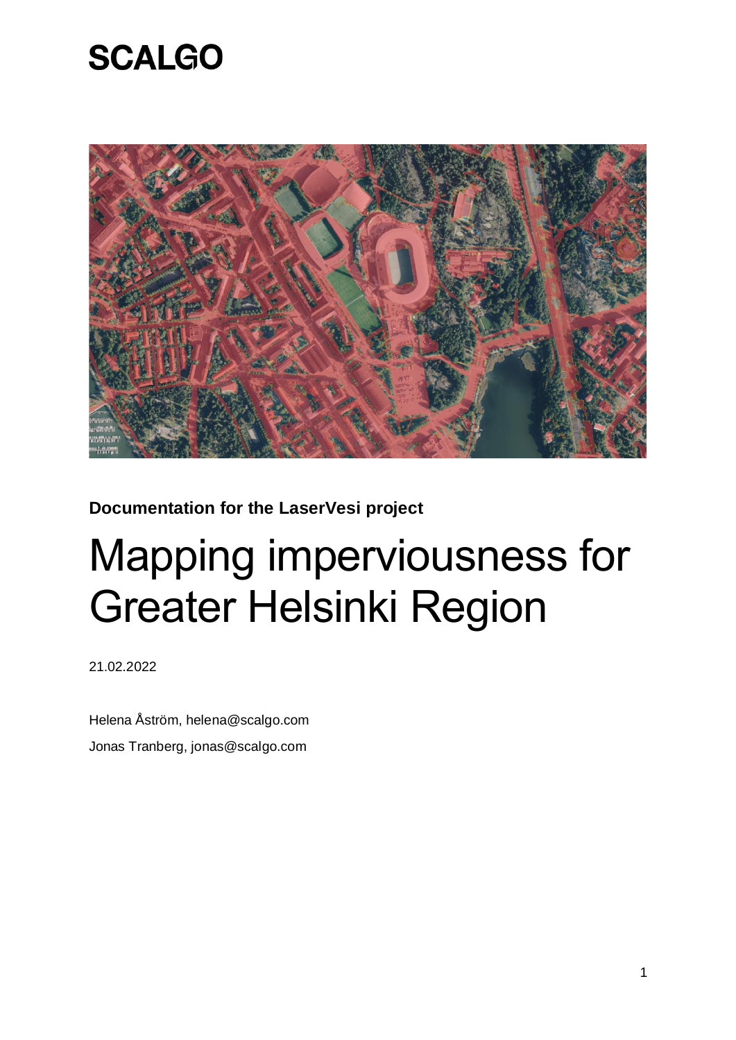SCALGO

**Documentation for the LaserVesi project**

# Mapping imperviousness for Greater Helsinki Region

21.02.2022

Helena Åström, helena@scalgo.com

Jonas Tranberg, jonas@scalgo.com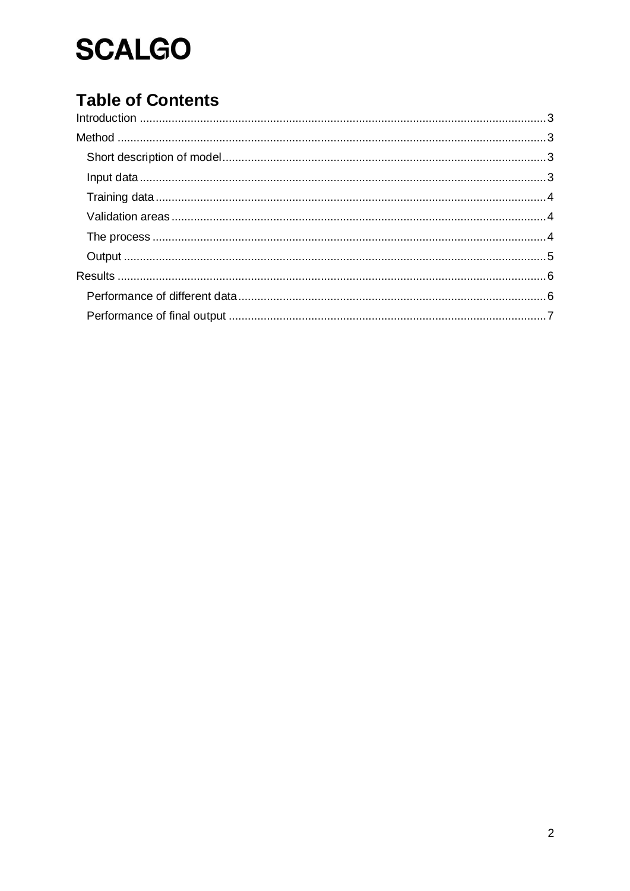**SCALGO**

# Table of Contents

Introduction ... 3

Method ... 3

- Short description of model ... 3
- Input data ... 3
- Training data ... 4
- Validation areas ... 4
- The process ... 4
- Output ... 5

Results ... 6

- Performance of different data ... 6
- Performance of final output ... 7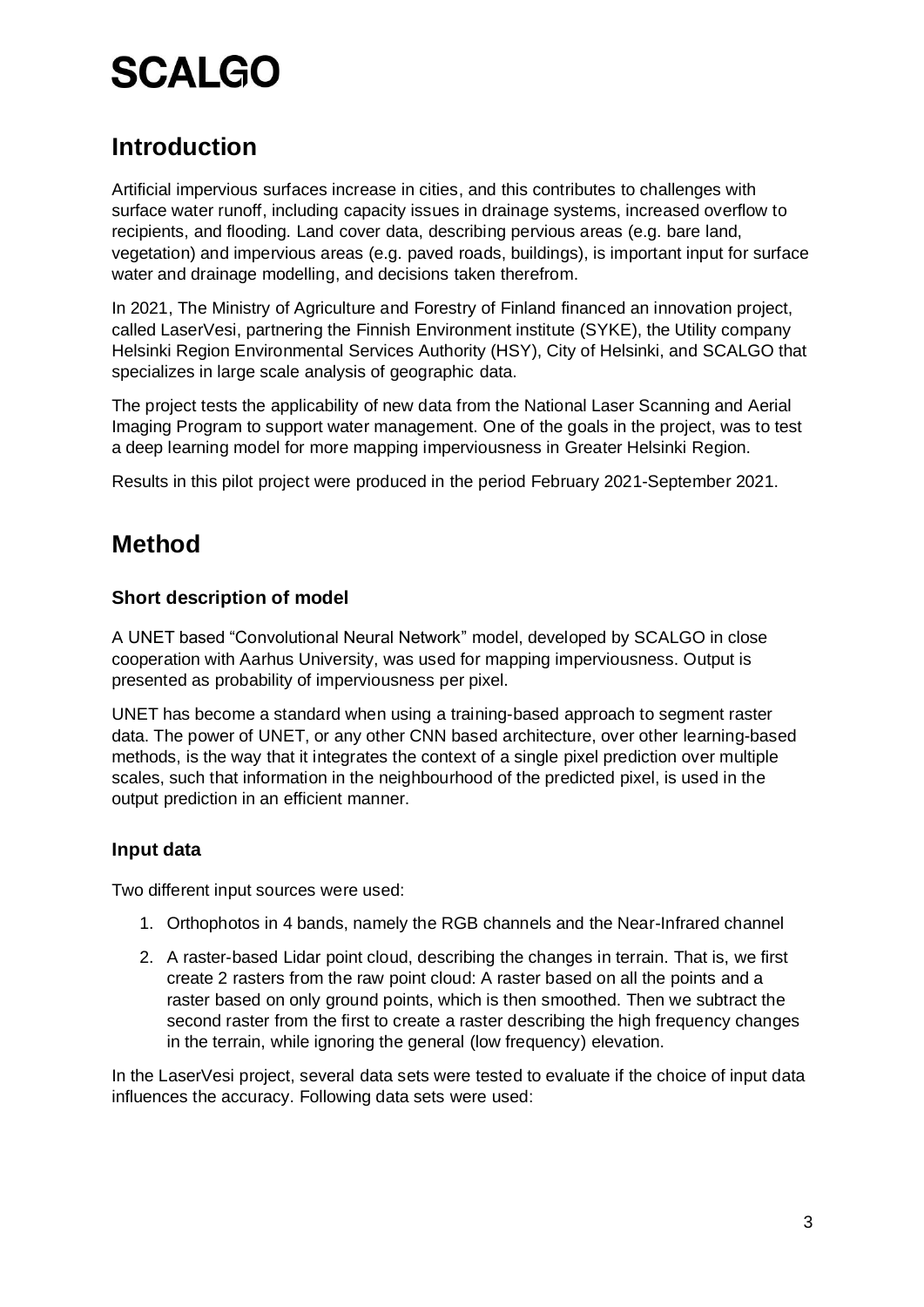# SCALGO

## Introduction

Artificial impervious surfaces increase in cities, and this contributes to challenges with surface water runoff, including capacity issues in drainage systems, increased overflow to recipients, and flooding. Land cover data, describing pervious areas (e.g. bare land, vegetation) and impervious areas (e.g. paved roads, buildings), is important input for surface water and drainage modelling, and decisions taken therefrom.

In 2021, The Ministry of Agriculture and Forestry of Finland financed an innovation project, called LaserVesi, partnering the Finnish Environment institute (SYKE), the Utility company Helsinki Region Environmental Services Authority (HSY), City of Helsinki, and SCALGO that specializes in large scale analysis of geographic data.

The project tests the applicability of new data from the National Laser Scanning and Aerial Imaging Program to support water management. One of the goals in the project, was to test a deep learning model for more mapping imperviousness in Greater Helsinki Region.

Results in this pilot project were produced in the period February 2021-September 2021.

## Method

### Short description of model

A UNET based "Convolutional Neural Network" model, developed by SCALGO in close cooperation with Aarhus University, was used for mapping imperviousness. Output is presented as probability of imperviousness per pixel.

UNET has become a standard when using a training-based approach to segment raster data. The power of UNET, or any other CNN based architecture, over other learning-based methods, is the way that it integrates the context of a single pixel prediction over multiple scales, such that information in the neighbourhood of the predicted pixel, is used in the output prediction in an efficient manner.

### Input data

Two different input sources were used:

1. Orthophotos in 4 bands, namely the RGB channels and the Near-Infrared channel
2. A raster-based Lidar point cloud, describing the changes in terrain. That is, we first create 2 rasters from the raw point cloud: A raster based on all the points and a raster based on only ground points, which is then smoothed. Then we subtract the second raster from the first to create a raster describing the high frequency changes in the terrain, while ignoring the general (low frequency) elevation.

In the LaserVesi project, several data sets were tested to evaluate if the choice of input data influences the accuracy. Following data sets were used: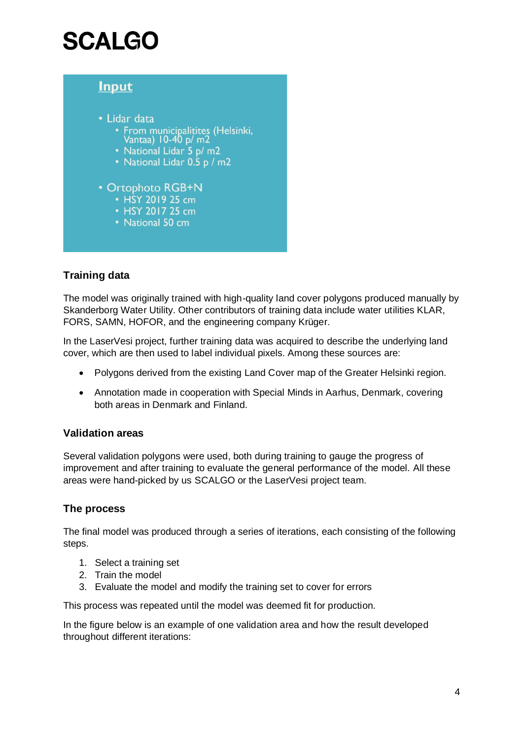# SCALGO

## Input

- Lidar data
  - From municipalitites (Helsinki, Vantaa) 10-40 p/ m2
  - National Lidar 5 p/ m2
  - National Lidar 0.5 p / m2
- Ortophoto RGB+N
  - HSY 2019 25 cm
  - HSY 2017 25 cm
  - National 50 cm

### Training data

The model was originally trained with high-quality land cover polygons produced manually by Skanderborg Water Utility. Other contributors of training data include water utilities KLAR, FORS, SAMN, HOFOR, and the engineering company Krüger.

In the LaserVesi project, further training data was acquired to describe the underlying land cover, which are then used to label individual pixels. Among these sources are:

- Polygons derived from the existing Land Cover map of the Greater Helsinki region.
- Annotation made in cooperation with Special Minds in Aarhus, Denmark, covering both areas in Denmark and Finland.

### Validation areas

Several validation polygons were used, both during training to gauge the progress of improvement and after training to evaluate the general performance of the model. All these areas were hand-picked by us SCALGO or the LaserVesi project team.

### The process

The final model was produced through a series of iterations, each consisting of the following steps.

1. Select a training set
2. Train the model
3. Evaluate the model and modify the training set to cover for errors

This process was repeated until the model was deemed fit for production.

In the figure below is an example of one validation area and how the result developed throughout different iterations: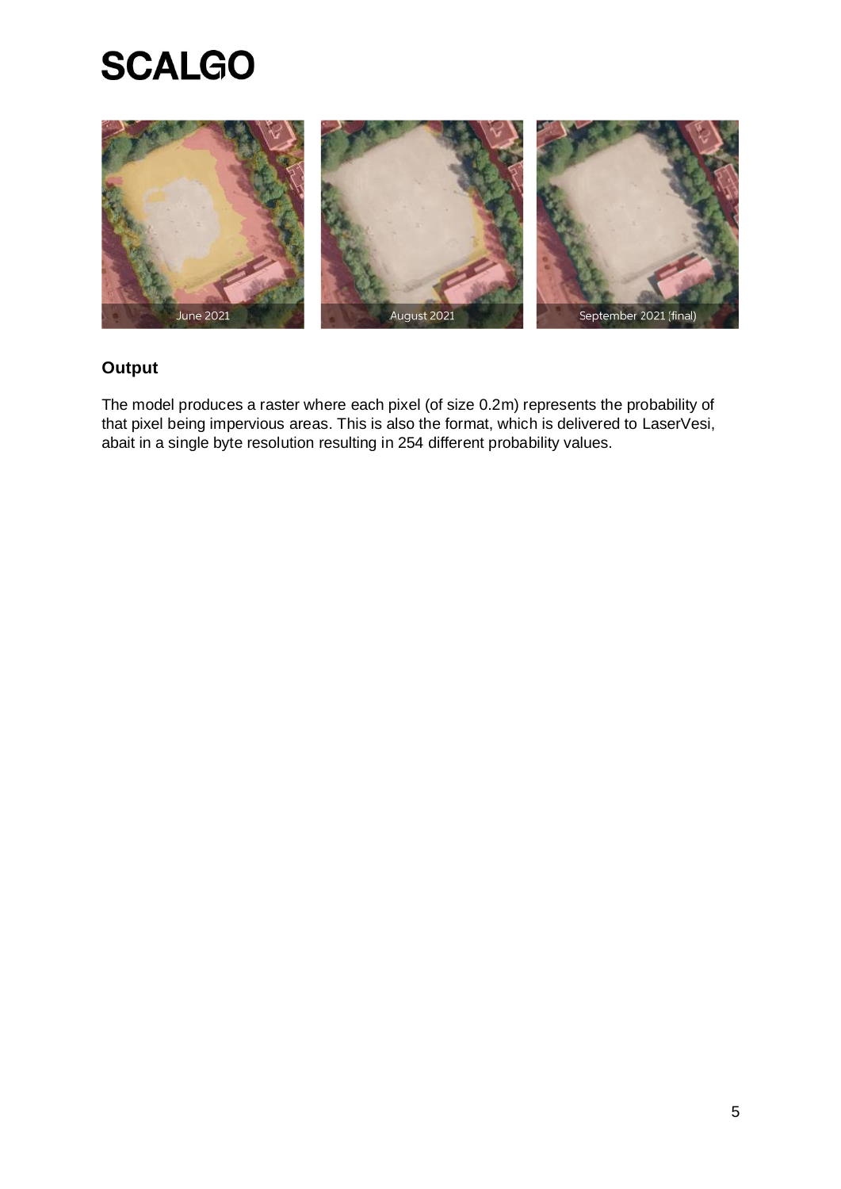June 2021 | August 2021 | September 2021 (final)

## Output

The model produces a raster where each pixel (of size 0.2m) represents the probability of that pixel being impervious areas. This is also the format, which is delivered to LaserVesi, abait in a single byte resolution resulting in 254 different probability values.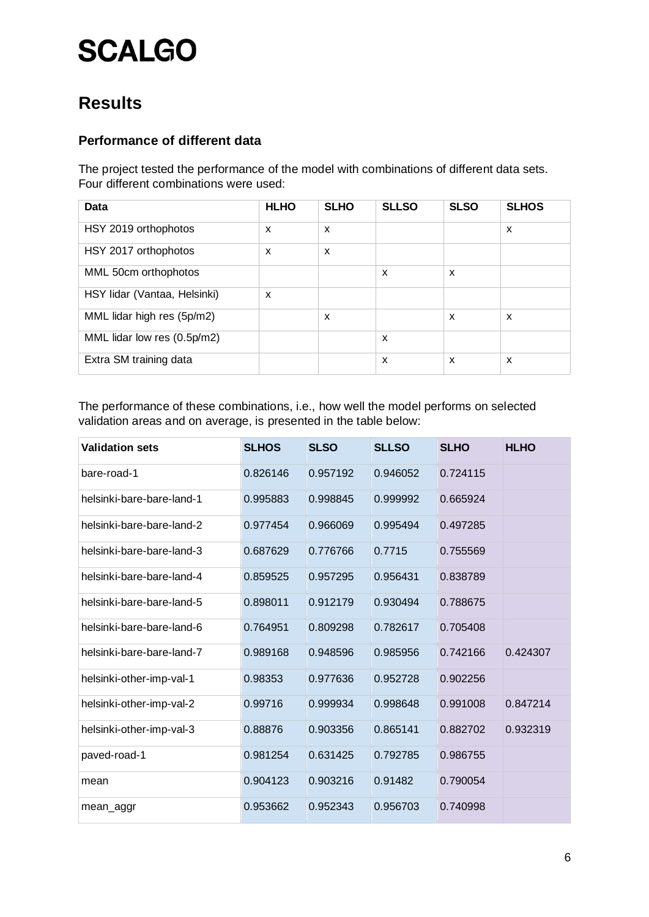## Results

### Performance of different data

The project tested the performance of the model with combinations of different data sets. Four different combinations were used:

| Data | HLHO | SLHO | SLLSO | SLSO | SLHOS |
|---|---|---|---|---|---|
| HSY 2019 orthophotos | x | x | | | x |
| HSY 2017 orthophotos | x | x | | | |
| MML 50cm orthophotos | | | x | x | |
| HSY lidar (Vantaa, Helsinki) | x | | | | |
| MML lidar high res (5p/m2) | | x | | x | x |
| MML lidar low res (0.5p/m2) | | | x | | |
| Extra SM training data | | | x | x | x |

The performance of these combinations, i.e., how well the model performs on selected validation areas and on average, is presented in the table below:

| Validation sets | SLHOS | SLSO | SLLSO | SLHO | HLHO |
|---|---|---|---|---|---|
| bare-road-1 | 0.826146 | 0.957192 | 0.946052 | 0.724115 | |
| helsinki-bare-bare-land-1 | 0.995883 | 0.998845 | 0.999992 | 0.665924 | |
| helsinki-bare-bare-land-2 | 0.977454 | 0.966069 | 0.995494 | 0.497285 | |
| helsinki-bare-bare-land-3 | 0.687629 | 0.776766 | 0.7715 | 0.755569 | |
| helsinki-bare-bare-land-4 | 0.859525 | 0.957295 | 0.956431 | 0.838789 | |
| helsinki-bare-bare-land-5 | 0.898011 | 0.912179 | 0.930494 | 0.788675 | |
| helsinki-bare-bare-land-6 | 0.764951 | 0.809298 | 0.782617 | 0.705408 | |
| helsinki-bare-bare-land-7 | 0.989168 | 0.948596 | 0.985956 | 0.742166 | 0.424307 |
| helsinki-other-imp-val-1 | 0.98353 | 0.977636 | 0.952728 | 0.902256 | |
| helsinki-other-imp-val-2 | 0.99716 | 0.999934 | 0.998648 | 0.991008 | 0.847214 |
| helsinki-other-imp-val-3 | 0.88876 | 0.903356 | 0.865141 | 0.882702 | 0.932319 |
| paved-road-1 | 0.981254 | 0.631425 | 0.792785 | 0.986755 | |
| mean | 0.904123 | 0.903216 | 0.91482 | 0.790054 | |
| mean_aggr | 0.953662 | 0.952343 | 0.956703 | 0.740998 | |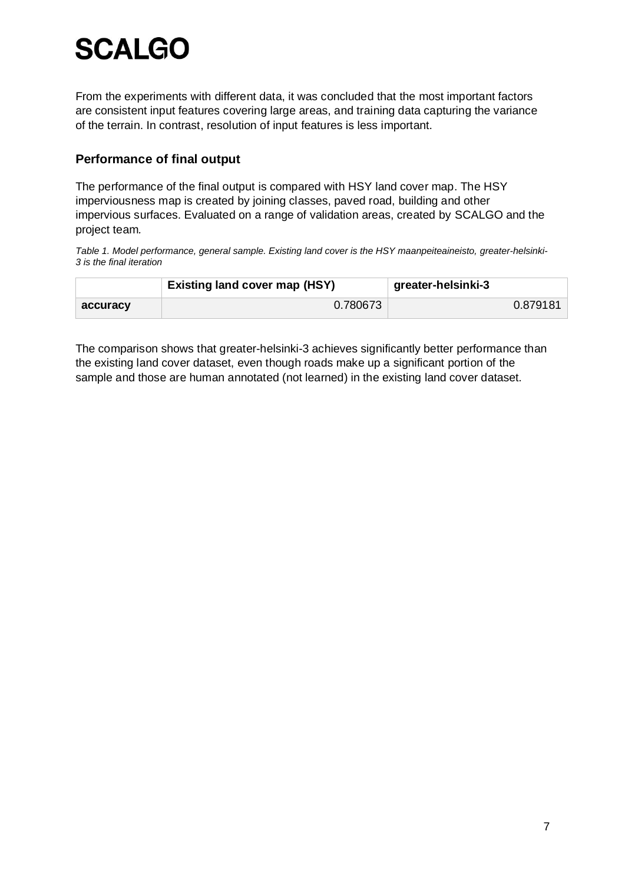From the experiments with different data, it was concluded that the most important factors are consistent input features covering large areas, and training data capturing the variance of the terrain. In contrast, resolution of input features is less important.

### Performance of final output

The performance of the final output is compared with HSY land cover map. The HSY imperviousness map is created by joining classes, paved road, building and other impervious surfaces. Evaluated on a range of validation areas, created by SCALGO and the project team.

*Table 1. Model performance, general sample. Existing land cover is the HSY maanpeiteaineisto, greater-helsinki-3 is the final iteration*

| | Existing land cover map (HSY) | greater-helsinki-3 |
|---|---|---|
| **accuracy** | 0.780673 | 0.879181 |

The comparison shows that greater-helsinki-3 achieves significantly better performance than the existing land cover dataset, even though roads make up a significant portion of the sample and those are human annotated (not learned) in the existing land cover dataset.